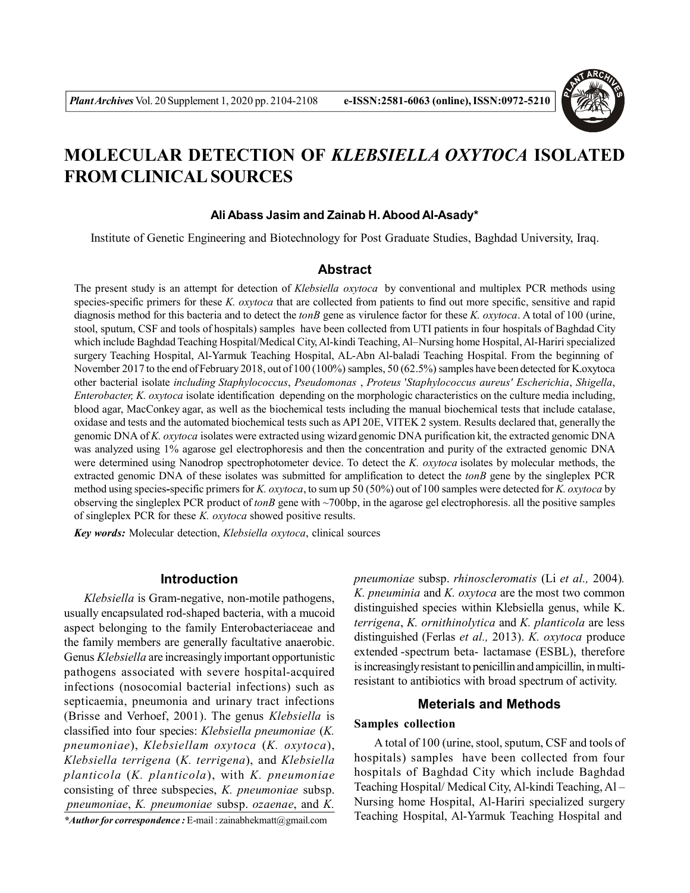# MOLECULAR DETECTION OF *KLEBSIELLA OXYTOCA* ISOLATED FROM CLINICAL SOURCES

**Ali Abass Jasim and Zainab H. Abood Al-Asady***

Institute of Genetic Engineering and Biotechnology for Post Graduate Studies, Baghdad University, Iraq.

## Abstract

The present study is an attempt for detection of *Klebsiella oxytoca* by conventional and multiplex PCR methods using species-specific primers for these *K. oxytoca* that are collected from patients to find out more specific, sensitive and rapid diagnosis method for this bacteria and to detect the *tonB* gene as virulence factor for these *K. oxytoca*. A total of 100 (urine, stool, sputum, CSF and tools of hospitals) samples have been collected from UTI patients in four hospitals of Baghdad City which include Baghdad Teaching Hospital/Medical City, Al-kindi Teaching, Al–Nursing home Hospital, Al-Hariri specialized surgery Teaching Hospital, Al-Yarmuk Teaching Hospital, AL-Abn Al-baladi Teaching Hospital. From the beginning of November 2017 to the end of February 2018, out of 100 (100%) samples, 50 (62.5%) samples have been detected for K.oxytoca other bacterial isolate *including Staphylococcus*, *Pseudomonas* , *Proteus* '*Staphylococcus aureus*' *Escherichia*, *Shigella*, *Enterobacter, K. oxytoca* isolate identification depending on the morphologic characteristics on the culture media including, blood agar, MacConkey agar, as well as the biochemical tests including the manual biochemical tests that include catalase, oxidase and tests and the automated biochemical tests such as API 20E, VITEK 2 system. Results declared that, generally the genomic DNA of *K. oxytoca* isolates were extracted using wizard genomic DNA purification kit, the extracted genomic DNA was analyzed using 1% agarose gel electrophoresis and then the concentration and purity of the extracted genomic DNA were determined using Nanodrop spectrophotometer device. To detect the *K. oxytoca* isolates by molecular methods, the extracted genomic DNA of these isolates was submitted for amplification to detect the *tonB* gene by the singleplex PCR method using species-specific primers for *K. oxytoca*, to sum up 50 (50%) out of 100 samples were detected for *K. oxytoca* by observing the singleplex PCR product of *tonB* gene with ~700bp, in the agarose gel electrophoresis. all the positive samples of singleplex PCR for these *K. oxytoca* showed positive results.

***Key words:*** Molecular detection, *Klebsiella oxytoca*, clinical sources

## Introduction

*Klebsiella* is Gram-negative, non-motile pathogens, usually encapsulated rod-shaped bacteria, with a mucoid aspect belonging to the family Enterobacteriaceae and the family members are generally facultative anaerobic. Genus *Klebsiella* are increasingly important opportunistic pathogens associated with severe hospital-acquired infections (nosocomial bacterial infections) such as septicaemia, pneumonia and urinary tract infections (Brisse and Verhoef, 2001). The genus *Klebsiella* is classified into four species: *Klebsiella pneumoniae* (*K. pneumoniae*), *Klebsiellam oxytoca* (*K. oxytoca*), *Klebsiella terrigena* (*K. terrigena*), and *Klebsiella planticola* (*K. planticola*), with *K. pneumoniae* consisting of three subspecies, *K. pneumoniae* subsp. *pneumoniae*, *K. pneumoniae* subsp. *ozaenae*, and *K. pneumoniae* subsp. *rhinoscleromatis* (Li *et al.,* 2004). *K. pneuminia* and *K. oxytoca* are the most two common distinguished species within Klebsiella genus, while K. *terrigena*, *K. ornithinolytica* and *K. planticola* are less distinguished (Ferlas *et al.,* 2013). *K. oxytoca* produce extended -spectrum beta- lactamase (ESBL), therefore is increasingly resistant to penicillin and ampicillin, in multi-resistant to antibiotics with broad spectrum of activity.

## Meterials and Methods

### Samples collection

A total of 100 (urine, stool, sputum, CSF and tools of hospitals) samples have been collected from four hospitals of Baghdad City which include Baghdad Teaching Hospital/ Medical City, Al-kindi Teaching, Al – Nursing home Hospital, Al-Hariri specialized surgery Teaching Hospital, Al-Yarmuk Teaching Hospital and

****Author for correspondence :*** E-mail : zainabhekmatt@gmail.com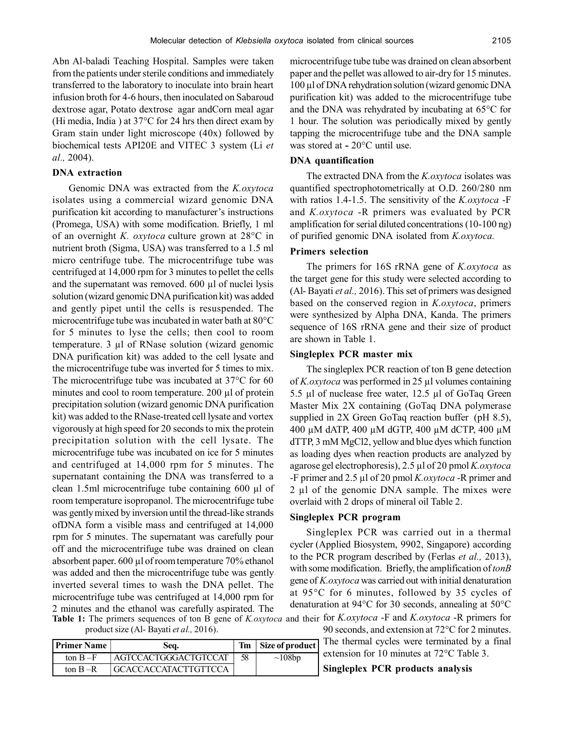Abn Al-baladi Teaching Hospital. Samples were taken from the patients under sterile conditions and immediately transferred to the laboratory to inoculate into brain heart infusion broth for 4-6 hours, then inoculated on Sabaroud dextrose agar, Potato dextrose agar andCorn meal agar (Hi media, India ) at 37°C for 24 hrs then direct exam by Gram stain under light microscope (40x) followed by biochemical tests API20E and VITEC 3 system (Li *et al.,* 2004).

### DNA extraction

Genomic DNA was extracted from the *K.oxytoca* isolates using a commercial wizard genomic DNA purification kit according to manufacturer's instructions (Promega, USA) with some modification. Briefly, 1 ml of an overnight *K. oxytoca* culture grown at 28°C in nutrient broth (Sigma, USA) was transferred to a 1.5 ml micro centrifuge tube. The microcentrifuge tube was centrifuged at 14,000 rpm for 3 minutes to pellet the cells and the supernatant was removed. 600 µl of nuclei lysis solution (wizard genomic DNA purification kit) was added and gently pipet until the cells is resuspended. The microcentrifuge tube was incubated in water bath at 80°C for 5 minutes to lyse the cells; then cool to room temperature. 3 µl of RNase solution (wizard genomic DNA purification kit) was added to the cell lysate and the microcentrifuge tube was inverted for 5 times to mix. The microcentrifuge tube was incubated at 37°C for 60 minutes and cool to room temperature. 200 µl of protein precipitation solution (wizard genomic DNA purification kit) was added to the RNase-treated cell lysate and vortex vigorously at high speed for 20 seconds to mix the protein precipitation solution with the cell lysate. The microcentrifuge tube was incubated on ice for 5 minutes and centrifuged at 14,000 rpm for 5 minutes. The supernatant containing the DNA was transferred to a clean 1.5ml microcentrifuge tube containing 600 µl of room temperature isopropanol. The microcentrifuge tube was gently mixed by inversion until the thread-like strands ofDNA form a visible mass and centrifuged at 14,000 rpm for 5 minutes. The supernatant was carefully pour off and the microcentrifuge tube was drained on clean absorbent paper. 600 µl of room temperature 70% ethanol was added and then the microcentrifuge tube was gently inverted several times to wash the DNA pellet. The microcentrifuge tube was centrifuged at 14,000 rpm for 2 minutes and the ethanol was carefully aspirated. The microcentrifuge tube tube was drained on clean absorbent paper and the pellet was allowed to air-dry for 15 minutes. 100 µl of DNA rehydration solution (wizard genomic DNA purification kit) was added to the microcentrifuge tube and the DNA was rehydrated by incubating at 65°C for 1 hour. The solution was periodically mixed by gently tapping the microcentrifuge tube and the DNA sample was stored at - 20°C until use.

### DNA quantification

The extracted DNA from the *K.oxytoca* isolates was quantified spectrophotometrically at O.D. 260/280 nm with ratios 1.4-1.5. The sensitivity of the *K.oxytoca* -F and *K.oxytoca* -R primers was evaluated by PCR amplification for serial diluted concentrations (10-100 ng) of purified genomic DNA isolated from *K.oxytoca.*

### Primers selection

The primers for 16S rRNA gene of *K.oxytoca* as the target gene for this study were selected according to (Al- Bayati *et al.,* 2016). This set of primers was designed based on the conserved region in *K.oxytoca*, primers were synthesized by Alpha DNA, Kanda. The primers sequence of 16S rRNA gene and their size of product are shown in Table 1.

### Singleplex PCR master mix

The singleplex PCR reaction of ton B gene detection of *K.oxytoca* was performed in 25 µl volumes containing 5.5 µl of nuclease free water, 12.5 µl of GoTaq Green Master Mix 2X containing (GoTaq DNA polymerase supplied in 2X Green GoTaq reaction buffer (pH 8.5), 400 µM dATP, 400 µM dGTP, 400 µM dCTP, 400 µM dTTP, 3 mM $MgCl_2$, yellow and blue dyes which function as loading dyes when reaction products are analyzed by agarose gel electrophoresis), 2.5 µl of 20 pmol *K.oxytoca* -F primer and 2.5 µl of 20 pmol *K.oxytoca* -R primer and 2 µl of the genomic DNA sample. The mixes were overlaid with 2 drops of mineral oil Table 2.

### Singleplex PCR program

Singleplex PCR was carried out in a thermal cycler (Applied Biosystem, 9902, Singapore) according to the PCR program described by (Ferlas *et al.,* 2013), with some modification. Briefly, the amplification of *tonB* gene of *K.oxytoca* was carried out with initial denaturation at 95°C for 6 minutes, followed by 35 cycles of denaturation at 94°C for 30 seconds, annealing at 50°C for *K.oxytoca* -F and *K.oxytoca* -R primers for 90 seconds, and extension at 72°C for 2 minutes. The thermal cycles were terminated by a final extension for 10 minutes at 72°C Table 3.

**Table 1:** The primers sequences of ton B gene of *K.oxytoca* and their product size (Al- Bayati *et al.,* 2016).

| Primer Name | Seq. | Tm | Size of product |
|---|---|---|---|
| ton B –F | AGTCCACTGGGACTGTCCAT | 58 | ~108bp |
| ton B –R | GCACCACCATACTTGTTCCA | | |

### Singleplex PCR products analysis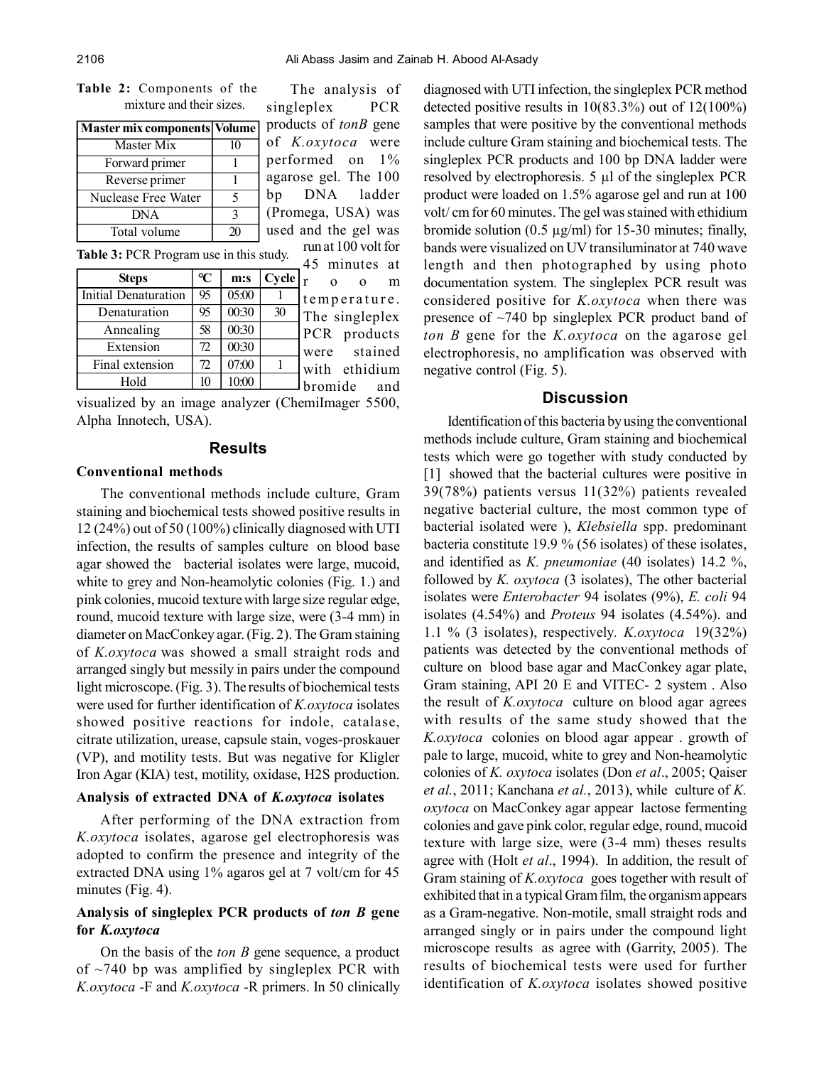**Table 2:** Components of the mixture and their sizes.

| Master mix components | Volume |
|---|---|
| Master Mix | 10 |
| Forward primer | 1 |
| Reverse primer | 1 |
| Nuclease Free Water | 5 |
| DNA | 3 |
| Total volume | 20 |

**Table 3:** PCR Program use in this study.

| Steps | °C | m:s | Cycle |
|---|---|---|---|
| Initial Denaturation | 95 | 05:00 | 1 |
| Denaturation | 95 | 00:30 | 30 |
| Annealing | 58 | 00:30 | |
| Extension | 72 | 00:30 | |
| Final extension | 72 | 07:00 | 1 |
| Hold | 10 | 10:00 | |

The analysis of singleplex PCR products of *tonB* gene of *K.oxytoca* were performed on 1% agarose gel. The 100 bp DNA ladder (Promega, USA) was used and the gel was run at 100 volt for 45 minutes at room temperature. The singleplex PCR products were stained with ethidium bromide and visualized by an image analyzer (ChemiImager 5500, Alpha Innotech, USA).

## Results

### Conventional methods

The conventional methods include culture, Gram staining and biochemical tests showed positive results in 12 (24%) out of 50 (100%) clinically diagnosed with UTI infection, the results of samples culture on blood base agar showed the bacterial isolates were large, mucoid, white to grey and Non-heamolytic colonies (Fig. 1.) and pink colonies, mucoid texture with large size regular edge, round, mucoid texture with large size, were (3-4 mm) in diameter on MacConkey agar. (Fig. 2). The Gram staining of *K.oxytoca* was showed a small straight rods and arranged singly but messily in pairs under the compound light microscope. (Fig. 3). The results of biochemical tests were used for further identification of *K.oxytoca* isolates showed positive reactions for indole, catalase, citrate utilization, urease, capsule stain, voges-proskauer (VP), and motility tests. But was negative for Kligler Iron Agar (KIA) test, motility, oxidase, H2S production.

### Analysis of extracted DNA of *K.oxytoca* isolates

After performing of the DNA extraction from *K.oxytoca* isolates, agarose gel electrophoresis was adopted to confirm the presence and integrity of the extracted DNA using 1% agaros gel at 7 volt/cm for 45 minutes (Fig. 4).

### Analysis of singleplex PCR products of *ton B* gene for *K.oxytoca*

On the basis of the *ton B* gene sequence, a product of ~740 bp was amplified by singleplex PCR with *K.oxytoca* -F and *K.oxytoca* -R primers. In 50 clinically diagnosed with UTI infection, the singleplex PCR method detected positive results in 10(83.3%) out of 12(100%) samples that were positive by the conventional methods include culture Gram staining and biochemical tests. The singleplex PCR products and 100 bp DNA ladder were resolved by electrophoresis. 5 µl of the singleplex PCR product were loaded on 1.5% agarose gel and run at 100 volt/ cm for 60 minutes. The gel was stained with ethidium bromide solution (0.5 µg/ml) for 15-30 minutes; finally, bands were visualized on UV transiluminator at 740 wave length and then photographed by using photo documentation system. The singleplex PCR result was considered positive for *K.oxytoca* when there was presence of ~740 bp singleplex PCR product band of *ton B* gene for the *K.oxytoca* on the agarose gel electrophoresis, no amplification was observed with negative control (Fig. 5).

## Discussion

Identification of this bacteria by using the conventional methods include culture, Gram staining and biochemical tests which were go together with study conducted by [1] showed that the bacterial cultures were positive in 39(78%) patients versus 11(32%) patients revealed negative bacterial culture, the most common type of bacterial isolated were ), *Klebsiella* spp. predominant bacteria constitute 19.9 % (56 isolates) of these isolates, and identified as *K. pneumoniae* (40 isolates) 14.2 %, followed by *K. oxytoca* (3 isolates), The other bacterial isolates were *Enterobacter* 94 isolates (9%), *E. coli* 94 isolates (4.54%) and *Proteus* 94 isolates (4.54%). and 1.1 % (3 isolates), respectively. *K.oxytoca* 19(32%) patients was detected by the conventional methods of culture on blood base agar and MacConkey agar plate, Gram staining, API 20 E and VITEC- 2 system . Also the result of *K.oxytoca* culture on blood agar agrees with results of the same study showed that the *K.oxytoca* colonies on blood agar appear . growth of pale to large, mucoid, white to grey and Non-heamolytic colonies of *K. oxytoca* isolates (Don *et al*., 2005; Qaiser *et al.*, 2011; Kanchana *et al.*, 2013), while culture of *K. oxytoca* on MacConkey agar appear lactose fermenting colonies and gave pink color, regular edge, round, mucoid texture with large size, were (3-4 mm) theses results agree with (Holt *et al*., 1994). In addition, the result of Gram staining of *K.oxytoca* goes together with result of exhibited that in a typical Gram film, the organism appears as a Gram-negative. Non-motile, small straight rods and arranged singly or in pairs under the compound light microscope results as agree with (Garrity, 2005). The results of biochemical tests were used for further identification of *K.oxytoca* isolates showed positive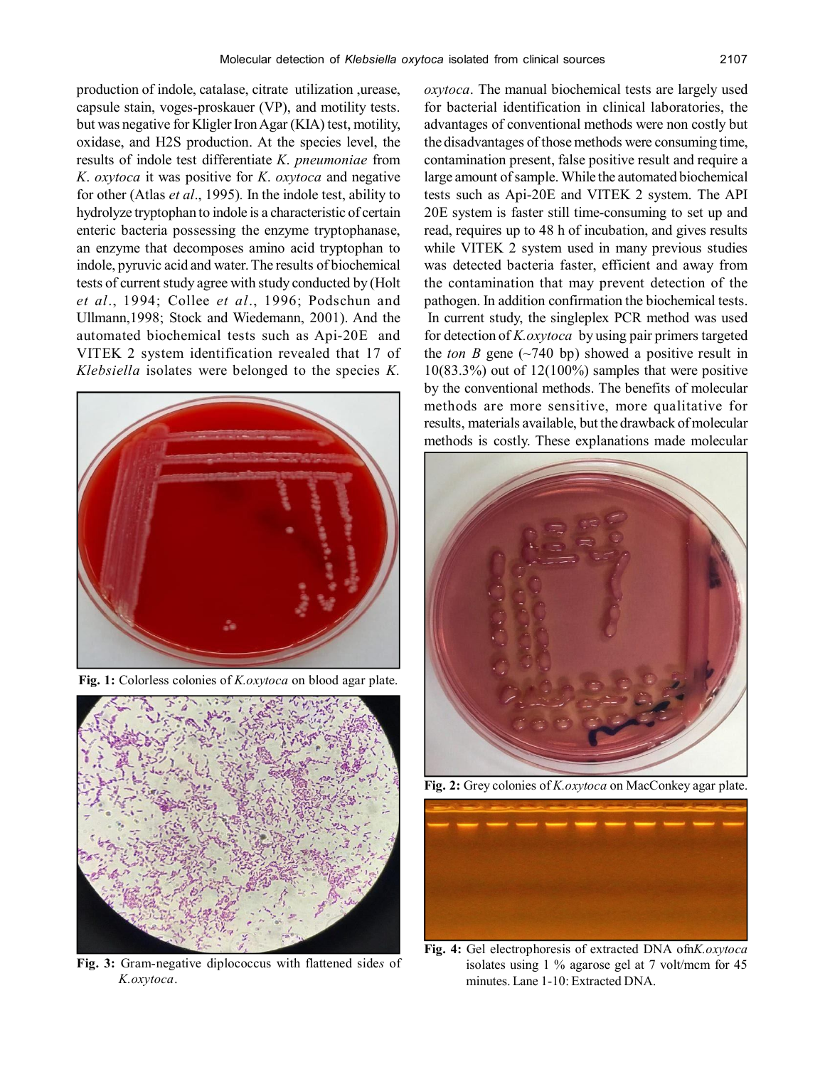production of indole, catalase, citrate utilization ,urease, capsule stain, voges-proskauer (VP), and motility tests. but was negative for Kligler Iron Agar (KIA) test, motility, oxidase, and H2S production. At the species level, the results of indole test differentiate *K. pneumoniae* from *K. oxytoca* it was positive for *K. oxytoca* and negative for other (Atlas *et al*., 1995). In the indole test, ability to hydrolyze tryptophan to indole is a characteristic of certain enteric bacteria possessing the enzyme tryptophanase, an enzyme that decomposes amino acid tryptophan to indole, pyruvic acid and water. The results of biochemical tests of current study agree with study conducted by (Holt *et al*., 1994; Collee *et al*., 1996; Podschun and Ullmann,1998; Stock and Wiedemann, 2001). And the automated biochemical tests such as Api-20E and VITEK 2 system identification revealed that 17 of *Klebsiella* isolates were belonged to the species *K. oxytoca*. The manual biochemical tests are largely used for bacterial identification in clinical laboratories, the advantages of conventional methods were non costly but the disadvantages of those methods were consuming time, contamination present, false positive result and require a large amount of sample. While the automated biochemical tests such as Api-20E and VITEK 2 system. The API 20E system is faster still time-consuming to set up and read, requires up to 48 h of incubation, and gives results while VITEK 2 system used in many previous studies was detected bacteria faster, efficient and away from the contamination that may prevent detection of the pathogen. In addition confirmation the biochemical tests.

In current study, the singleplex PCR method was used for detection of *K.oxytoca* by using pair primers targeted the *ton B* gene (~740 bp) showed a positive result in 10(83.3%) out of 12(100%) samples that were positive by the conventional methods. The benefits of molecular methods are more sensitive, more qualitative for results, materials available, but the drawback of molecular methods is costly. These explanations made molecular

**Fig. 1:** Colorless colonies of *K.oxytoca* on blood agar plate.

**Fig. 2:** Grey colonies of *K.oxytoca* on MacConkey agar plate.

**Fig. 3:** Gram-negative diplococcus with flattened sides of *K.oxytoca*.

**Fig. 4:** Gel electrophoresis of extracted DNA ofn*K.oxytoca* isolates using 1 % agarose gel at 7 volt/mcm for 45 minutes. Lane 1-10: Extracted DNA.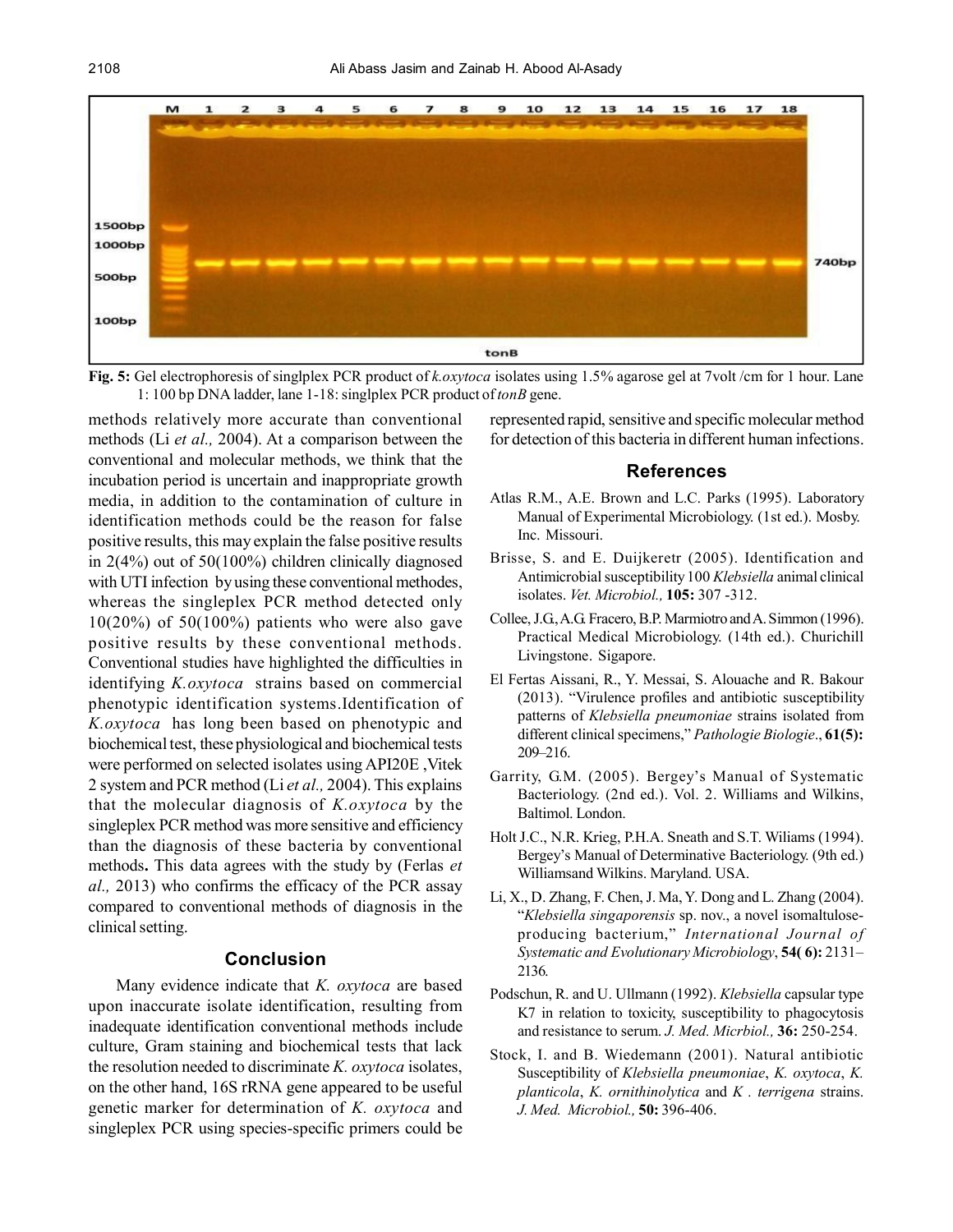M 1 2 3 4 5 6 7 8 9 10 12 13 14 15 16 17 18

1500bp

1000bp

500bp

100bp

740bp

tonB

**Fig. 5:** Gel electrophoresis of singlplex PCR product of *k.oxytoca* isolates using 1.5% agarose gel at 7volt /cm for 1 hour. Lane 1: 100 bp DNA ladder, lane 1-18: singlplex PCR product of *tonB* gene.

methods relatively more accurate than conventional methods (Li *et al.,* 2004). At a comparison between the conventional and molecular methods, we think that the incubation period is uncertain and inappropriate growth media, in addition to the contamination of culture in identification methods could be the reason for false positive results, this may explain the false positive results in 2(4%) out of 50(100%) children clinically diagnosed with UTI infection by using these conventional methodes, whereas the singleplex PCR method detected only 10(20%) of 50(100%) patients who were also gave positive results by these conventional methods. Conventional studies have highlighted the difficulties in identifying *K.oxytoca* strains based on commercial phenotypic identification systems.Identification of *K.oxytoca* has long been based on phenotypic and biochemical test, these physiological and biochemical tests were performed on selected isolates using API20E ,Vitek 2 system and PCR method (Li *et al.,* 2004). This explains that the molecular diagnosis of *K.oxytoca* by the singleplex PCR method was more sensitive and efficiency than the diagnosis of these bacteria by conventional methods**.** This data agrees with the study by (Ferlas *et al.,* 2013) who confirms the efficacy of the PCR assay compared to conventional methods of diagnosis in the clinical setting.

## Conclusion

Many evidence indicate that *K. oxytoca* are based upon inaccurate isolate identification, resulting from inadequate identification conventional methods include culture, Gram staining and biochemical tests that lack the resolution needed to discriminate *K. oxytoca* isolates, on the other hand, 16S rRNA gene appeared to be useful genetic marker for determination of *K. oxytoca* and singleplex PCR using species-specific primers could be represented rapid, sensitive and specific molecular method for detection of this bacteria in different human infections.

## References

Atlas R.M., A.E. Brown and L.C. Parks (1995). Laboratory Manual of Experimental Microbiology. (1st ed.). Mosby. Inc. Missouri.

Brisse, S. and E. Duijkeretr (2005). Identification and Antimicrobial susceptibility 100 *Klebsiella* animal clinical isolates. *Vet. Microbiol.,* **105:** 307 -312.

Collee, J.G, A.G. Fracero, B.P. Marmiotro and A. Simmon (1996). Practical Medical Microbiology. (14th ed.). Churichill Livingstone. Sigapore.

El Fertas Aissani, R., Y. Messai, S. Alouache and R. Bakour (2013). "Virulence profiles and antibiotic susceptibility patterns of *Klebsiella pneumoniae* strains isolated from different clinical specimens," *Pathologie Biologie*., **61(5):** 209–216.

Garrity, G.M. (2005). Bergey's Manual of Systematic Bacteriology. (2nd ed.). Vol. 2. Williams and Wilkins, Baltimol. London.

Holt J.C., N.R. Krieg, P.H.A. Sneath and S.T. Wiliams (1994). Bergey's Manual of Determinative Bacteriology. (9th ed.) Williamsand Wilkins. Maryland. USA.

Li, X., D. Zhang, F. Chen, J. Ma, Y. Dong and L. Zhang (2004). "*Klebsiella singaporensis* sp. nov., a novel isomaltulose-producing bacterium," *International Journal of Systematic and Evolutionary Microbiology*, **54( 6):** 2131–2136.

Podschun, R. and U. Ullmann (1992). *Klebsiella* capsular type K7 in relation to toxicity, susceptibility to phagocytosis and resistance to serum. *J. Med. Micrbiol.,* **36:** 250-254.

Stock, I. and B. Wiedemann (2001). Natural antibiotic Susceptibility of *Klebsiella pneumoniae*, *K. oxytoca*, *K. planticola*, *K. ornithinolytica* and *K . terrigena* strains. *J. Med. Microbiol.,* **50:** 396-406.